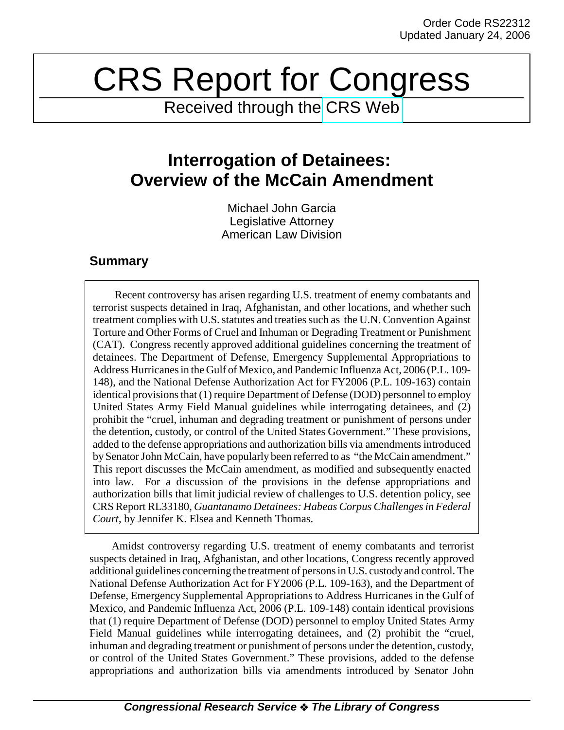Order Code RS22312
Updated January 24, 2006

# CRS Report for Congress

Received through the CRS Web

## Interrogation of Detainees: Overview of the McCain Amendment

Michael John Garcia
Legislative Attorney
American Law Division

### Summary

Recent controversy has arisen regarding U.S. treatment of enemy combatants and terrorist suspects detained in Iraq, Afghanistan, and other locations, and whether such treatment complies with U.S. statutes and treaties such as the U.N. Convention Against Torture and Other Forms of Cruel and Inhuman or Degrading Treatment or Punishment (CAT). Congress recently approved additional guidelines concerning the treatment of detainees. The Department of Defense, Emergency Supplemental Appropriations to Address Hurricanes in the Gulf of Mexico, and Pandemic Influenza Act, 2006 (P.L. 109-148), and the National Defense Authorization Act for FY2006 (P.L. 109-163) contain identical provisions that (1) require Department of Defense (DOD) personnel to employ United States Army Field Manual guidelines while interrogating detainees, and (2) prohibit the "cruel, inhuman and degrading treatment or punishment of persons under the detention, custody, or control of the United States Government." These provisions, added to the defense appropriations and authorization bills via amendments introduced by Senator John McCain, have popularly been referred to as "the McCain amendment." This report discusses the McCain amendment, as modified and subsequently enacted into law. For a discussion of the provisions in the defense appropriations and authorization bills that limit judicial review of challenges to U.S. detention policy, see CRS Report RL33180, *Guantanamo Detainees: Habeas Corpus Challenges in Federal Court*, by Jennifer K. Elsea and Kenneth Thomas.

Amidst controversy regarding U.S. treatment of enemy combatants and terrorist suspects detained in Iraq, Afghanistan, and other locations, Congress recently approved additional guidelines concerning the treatment of persons in U.S. custody and control. The National Defense Authorization Act for FY2006 (P.L. 109-163), and the Department of Defense, Emergency Supplemental Appropriations to Address Hurricanes in the Gulf of Mexico, and Pandemic Influenza Act, 2006 (P.L. 109-148) contain identical provisions that (1) require Department of Defense (DOD) personnel to employ United States Army Field Manual guidelines while interrogating detainees, and (2) prohibit the "cruel, inhuman and degrading treatment or punishment of persons under the detention, custody, or control of the United States Government." These provisions, added to the defense appropriations and authorization bills via amendments introduced by Senator John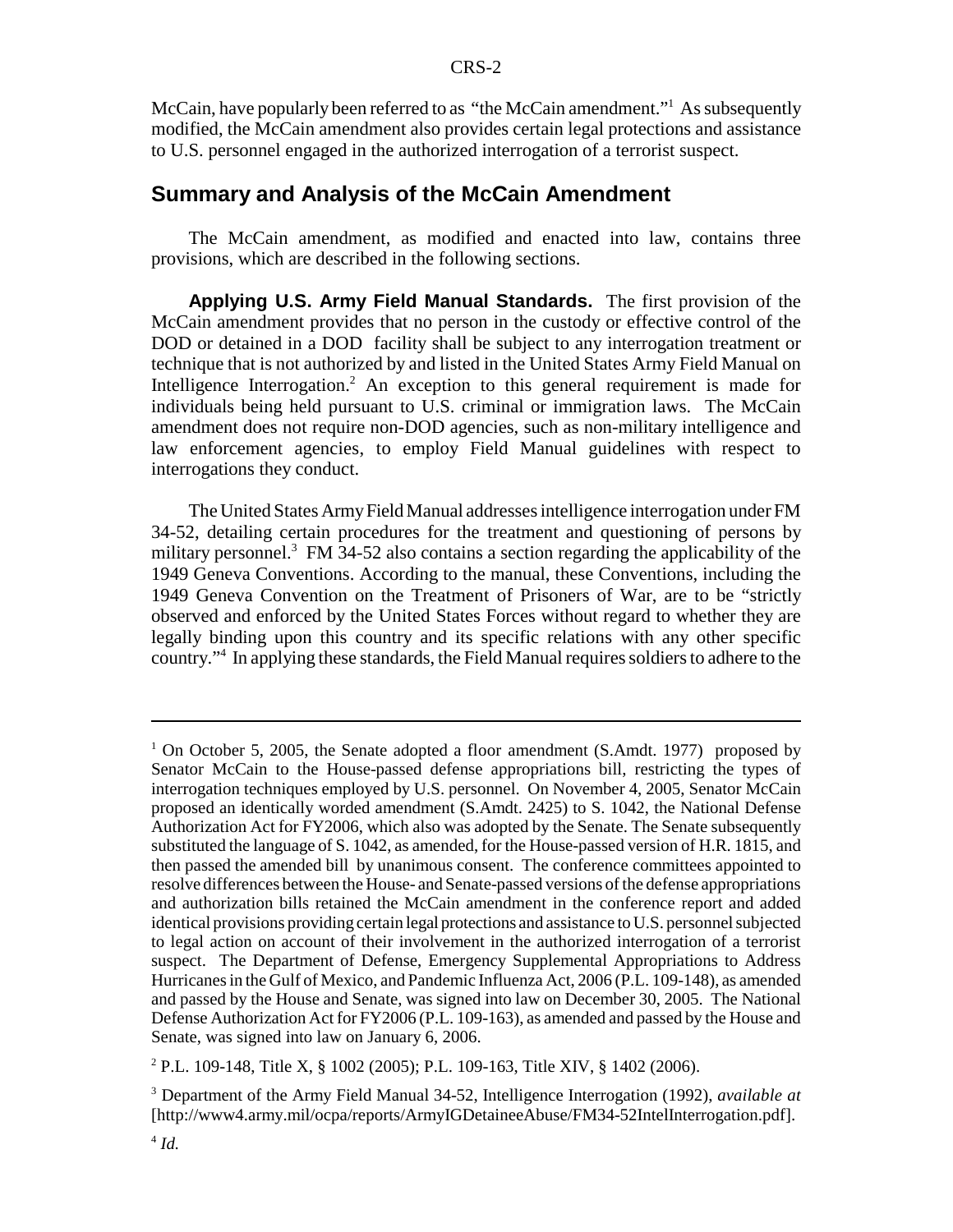McCain, have popularly been referred to as "the McCain amendment."[1] As subsequently modified, the McCain amendment also provides certain legal protections and assistance to U.S. personnel engaged in the authorized interrogation of a terrorist suspect.

## Summary and Analysis of the McCain Amendment

The McCain amendment, as modified and enacted into law, contains three provisions, which are described in the following sections.

**Applying U.S. Army Field Manual Standards.** The first provision of the McCain amendment provides that no person in the custody or effective control of the DOD or detained in a DOD facility shall be subject to any interrogation treatment or technique that is not authorized by and listed in the United States Army Field Manual on Intelligence Interrogation.[2] An exception to this general requirement is made for individuals being held pursuant to U.S. criminal or immigration laws. The McCain amendment does not require non-DOD agencies, such as non-military intelligence and law enforcement agencies, to employ Field Manual guidelines with respect to interrogations they conduct.

The United States Army Field Manual addresses intelligence interrogation under FM 34-52, detailing certain procedures for the treatment and questioning of persons by military personnel.[3] FM 34-52 also contains a section regarding the applicability of the 1949 Geneva Conventions. According to the manual, these Conventions, including the 1949 Geneva Convention on the Treatment of Prisoners of War, are to be "strictly observed and enforced by the United States Forces without regard to whether they are legally binding upon this country and its specific relations with any other specific country."[4] In applying these standards, the Field Manual requires soldiers to adhere to the

---

[1] On October 5, 2005, the Senate adopted a floor amendment (S.Amdt. 1977) proposed by Senator McCain to the House-passed defense appropriations bill, restricting the types of interrogation techniques employed by U.S. personnel. On November 4, 2005, Senator McCain proposed an identically worded amendment (S.Amdt. 2425) to S. 1042, the National Defense Authorization Act for FY2006, which also was adopted by the Senate. The Senate subsequently substituted the language of S. 1042, as amended, for the House-passed version of H.R. 1815, and then passed the amended bill by unanimous consent. The conference committees appointed to resolve differences between the House- and Senate-passed versions of the defense appropriations and authorization bills retained the McCain amendment in the conference report and added identical provisions providing certain legal protections and assistance to U.S. personnel subjected to legal action on account of their involvement in the authorized interrogation of a terrorist suspect. The Department of Defense, Emergency Supplemental Appropriations to Address Hurricanes in the Gulf of Mexico, and Pandemic Influenza Act, 2006 (P.L. 109-148), as amended and passed by the House and Senate, was signed into law on December 30, 2005. The National Defense Authorization Act for FY2006 (P.L. 109-163), as amended and passed by the House and Senate, was signed into law on January 6, 2006.

[2] P.L. 109-148, Title X, § 1002 (2005); P.L. 109-163, Title XIV, § 1402 (2006).

[3] Department of the Army Field Manual 34-52, Intelligence Interrogation (1992), *available at* [http://www4.army.mil/ocpa/reports/ArmyIGDetaineeAbuse/FM34-52IntelInterrogation.pdf].

[4] *Id.*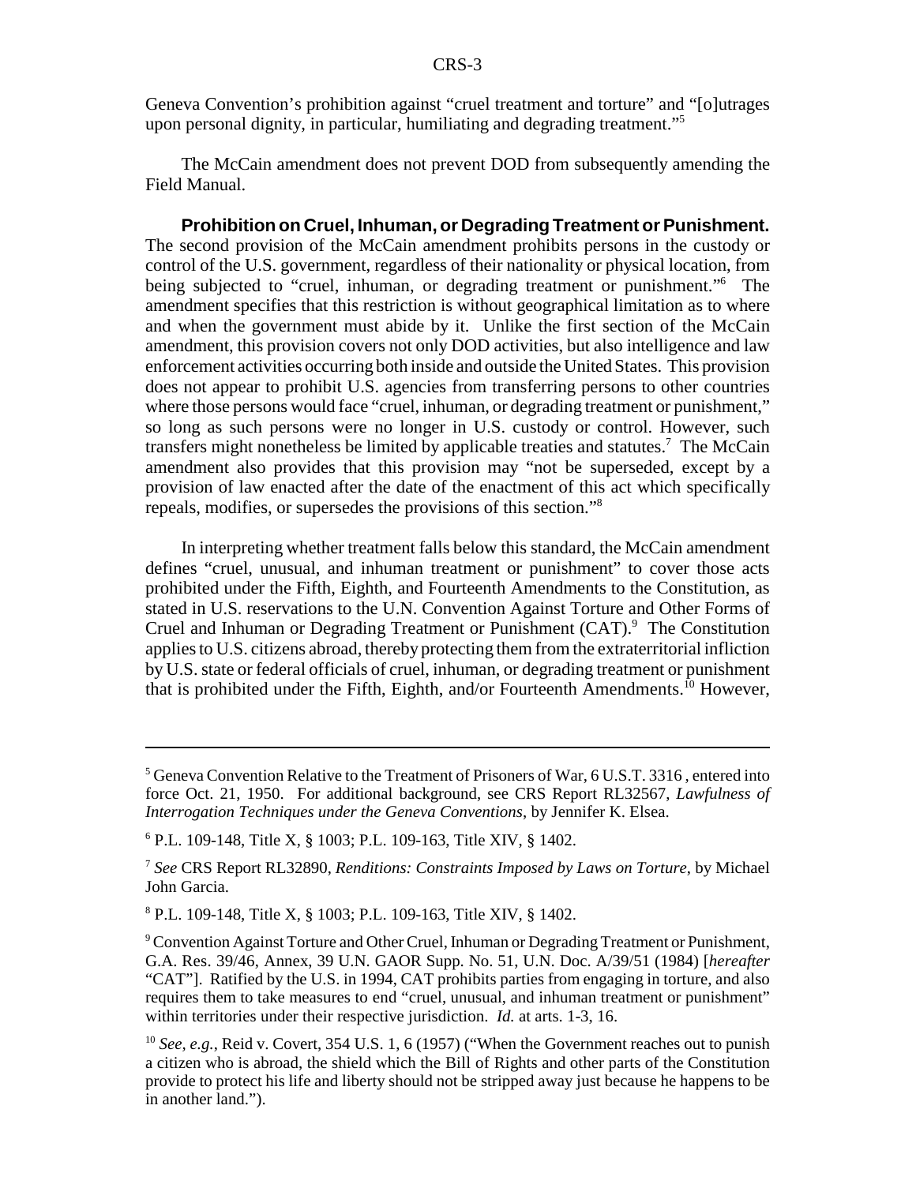Geneva Convention's prohibition against "cruel treatment and torture" and "[o]utrages upon personal dignity, in particular, humiliating and degrading treatment."[5]

The McCain amendment does not prevent DOD from subsequently amending the Field Manual.

**Prohibition on Cruel, Inhuman, or Degrading Treatment or Punishment.** The second provision of the McCain amendment prohibits persons in the custody or control of the U.S. government, regardless of their nationality or physical location, from being subjected to "cruel, inhuman, or degrading treatment or punishment."[6] The amendment specifies that this restriction is without geographical limitation as to where and when the government must abide by it. Unlike the first section of the McCain amendment, this provision covers not only DOD activities, but also intelligence and law enforcement activities occurring both inside and outside the United States. This provision does not appear to prohibit U.S. agencies from transferring persons to other countries where those persons would face "cruel, inhuman, or degrading treatment or punishment," so long as such persons were no longer in U.S. custody or control. However, such transfers might nonetheless be limited by applicable treaties and statutes.[7] The McCain amendment also provides that this provision may "not be superseded, except by a provision of law enacted after the date of the enactment of this act which specifically repeals, modifies, or supersedes the provisions of this section."[8]

In interpreting whether treatment falls below this standard, the McCain amendment defines "cruel, unusual, and inhuman treatment or punishment" to cover those acts prohibited under the Fifth, Eighth, and Fourteenth Amendments to the Constitution, as stated in U.S. reservations to the U.N. Convention Against Torture and Other Forms of Cruel and Inhuman or Degrading Treatment or Punishment (CAT).[9] The Constitution applies to U.S. citizens abroad, thereby protecting them from the extraterritorial infliction by U.S. state or federal officials of cruel, inhuman, or degrading treatment or punishment that is prohibited under the Fifth, Eighth, and/or Fourteenth Amendments.[10] However,

---

[5] Geneva Convention Relative to the Treatment of Prisoners of War, 6 U.S.T. 3316 , entered into force Oct. 21, 1950. For additional background, see CRS Report RL32567, *Lawfulness of Interrogation Techniques under the Geneva Conventions*, by Jennifer K. Elsea.

[6] P.L. 109-148, Title X, § 1003; P.L. 109-163, Title XIV, § 1402.

[7] *See* CRS Report RL32890, *Renditions: Constraints Imposed by Laws on Torture*, by Michael John Garcia.

[8] P.L. 109-148, Title X, § 1003; P.L. 109-163, Title XIV, § 1402.

[9] Convention Against Torture and Other Cruel, Inhuman or Degrading Treatment or Punishment, G.A. Res. 39/46, Annex, 39 U.N. GAOR Supp. No. 51, U.N. Doc. A/39/51 (1984) [*hereafter* "CAT"]. Ratified by the U.S. in 1994, CAT prohibits parties from engaging in torture, and also requires them to take measures to end "cruel, unusual, and inhuman treatment or punishment" within territories under their respective jurisdiction. *Id.* at arts. 1-3, 16.

[10] *See, e.g.*, Reid v. Covert, 354 U.S. 1, 6 (1957) ("When the Government reaches out to punish a citizen who is abroad, the shield which the Bill of Rights and other parts of the Constitution provide to protect his life and liberty should not be stripped away just because he happens to be in another land.").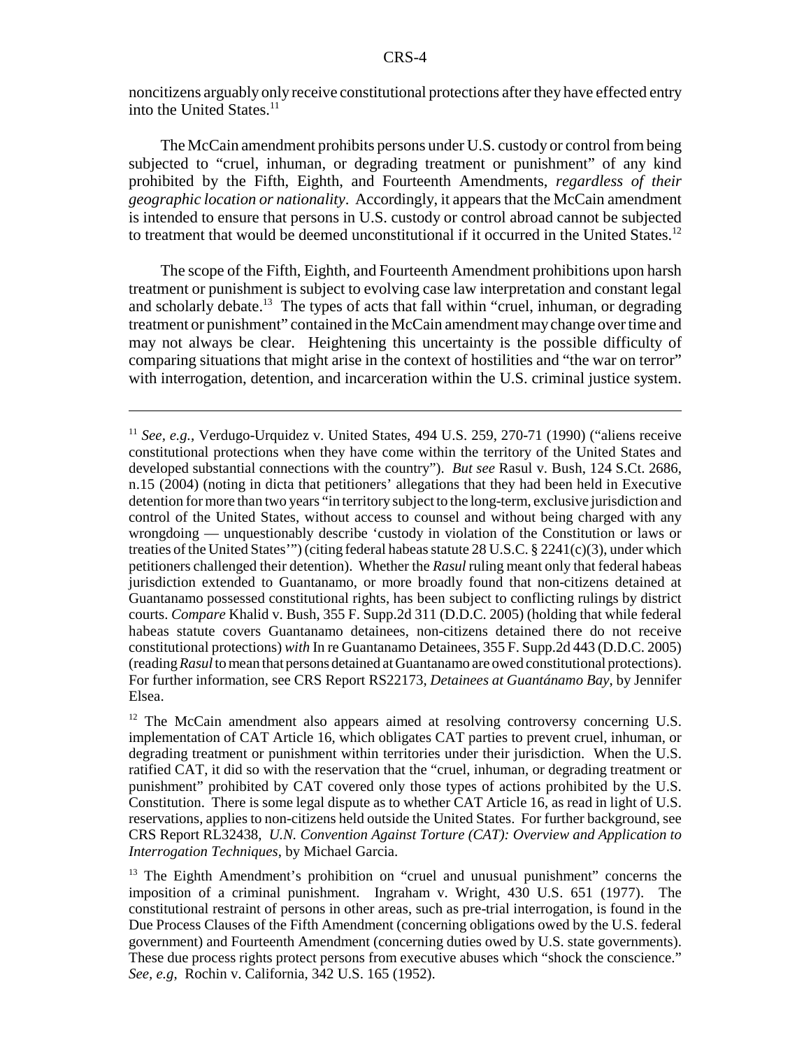noncitizens arguably only receive constitutional protections after they have effected entry into the United States.[11]

The McCain amendment prohibits persons under U.S. custody or control from being subjected to "cruel, inhuman, or degrading treatment or punishment" of any kind prohibited by the Fifth, Eighth, and Fourteenth Amendments, *regardless of their geographic location or nationality*. Accordingly, it appears that the McCain amendment is intended to ensure that persons in U.S. custody or control abroad cannot be subjected to treatment that would be deemed unconstitutional if it occurred in the United States.[12]

The scope of the Fifth, Eighth, and Fourteenth Amendment prohibitions upon harsh treatment or punishment is subject to evolving case law interpretation and constant legal and scholarly debate.[13] The types of acts that fall within "cruel, inhuman, or degrading treatment or punishment" contained in the McCain amendment may change over time and may not always be clear. Heightening this uncertainty is the possible difficulty of comparing situations that might arise in the context of hostilities and "the war on terror" with interrogation, detention, and incarceration within the U.S. criminal justice system.

---

[11] *See, e.g.*, Verdugo-Urquidez v. United States, 494 U.S. 259, 270-71 (1990) ("aliens receive constitutional protections when they have come within the territory of the United States and developed substantial connections with the country"). *But see* Rasul v. Bush, 124 S.Ct. 2686, n.15 (2004) (noting in dicta that petitioners' allegations that they had been held in Executive detention for more than two years "in territory subject to the long-term, exclusive jurisdiction and control of the United States, without access to counsel and without being charged with any wrongdoing — unquestionably describe 'custody in violation of the Constitution or laws or treaties of the United States'") (citing federal habeas statute 28 U.S.C. § 2241(c)(3), under which petitioners challenged their detention). Whether the *Rasul* ruling meant only that federal habeas jurisdiction extended to Guantanamo, or more broadly found that non-citizens detained at Guantanamo possessed constitutional rights, has been subject to conflicting rulings by district courts. *Compare* Khalid v. Bush, 355 F. Supp.2d 311 (D.D.C. 2005) (holding that while federal habeas statute covers Guantanamo detainees, non-citizens detained there do not receive constitutional protections) *with* In re Guantanamo Detainees, 355 F. Supp.2d 443 (D.D.C. 2005) (reading *Rasul* to mean that persons detained at Guantanamo are owed constitutional protections). For further information, see CRS Report RS22173, *Detainees at Guantánamo Bay*, by Jennifer Elsea.

[12] The McCain amendment also appears aimed at resolving controversy concerning U.S. implementation of CAT Article 16, which obligates CAT parties to prevent cruel, inhuman, or degrading treatment or punishment within territories under their jurisdiction. When the U.S. ratified CAT, it did so with the reservation that the "cruel, inhuman, or degrading treatment or punishment" prohibited by CAT covered only those types of actions prohibited by the U.S. Constitution. There is some legal dispute as to whether CAT Article 16, as read in light of U.S. reservations, applies to non-citizens held outside the United States. For further background, see CRS Report RL32438, *U.N. Convention Against Torture (CAT): Overview and Application to Interrogation Techniques*, by Michael Garcia.

[13] The Eighth Amendment's prohibition on "cruel and unusual punishment" concerns the imposition of a criminal punishment. Ingraham v. Wright, 430 U.S. 651 (1977). The constitutional restraint of persons in other areas, such as pre-trial interrogation, is found in the Due Process Clauses of the Fifth Amendment (concerning obligations owed by the U.S. federal government) and Fourteenth Amendment (concerning duties owed by U.S. state governments). These due process rights protect persons from executive abuses which "shock the conscience." *See, e.g,* Rochin v. California, 342 U.S. 165 (1952).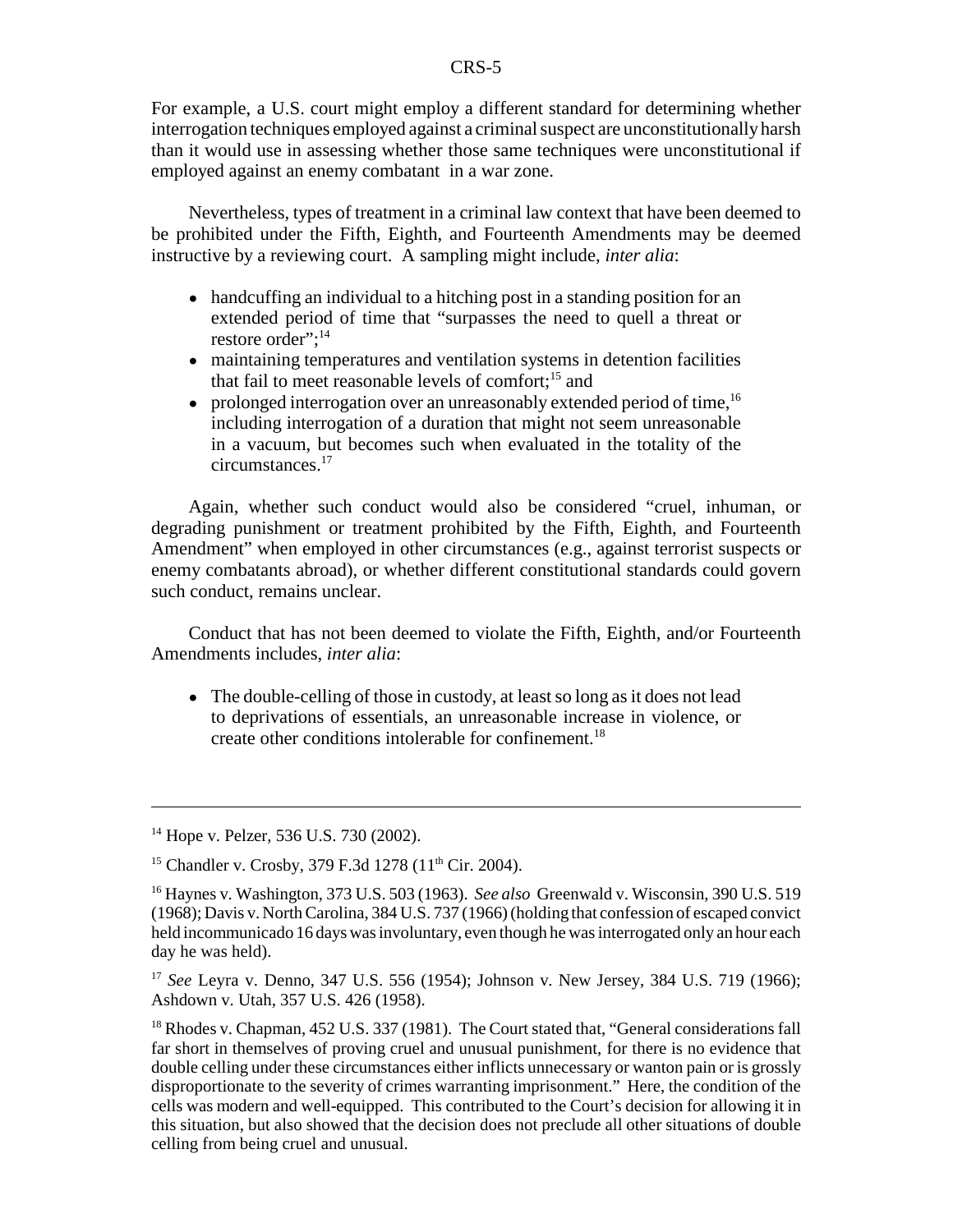For example, a U.S. court might employ a different standard for determining whether interrogation techniques employed against a criminal suspect are unconstitutionally harsh than it would use in assessing whether those same techniques were unconstitutional if employed against an enemy combatant in a war zone.

Nevertheless, types of treatment in a criminal law context that have been deemed to be prohibited under the Fifth, Eighth, and Fourteenth Amendments may be deemed instructive by a reviewing court. A sampling might include, *inter alia*:

- handcuffing an individual to a hitching post in a standing position for an extended period of time that "surpasses the need to quell a threat or restore order";[14]
- maintaining temperatures and ventilation systems in detention facilities that fail to meet reasonable levels of comfort;[15] and
- prolonged interrogation over an unreasonably extended period of time,[16] including interrogation of a duration that might not seem unreasonable in a vacuum, but becomes such when evaluated in the totality of the circumstances.[17]

Again, whether such conduct would also be considered "cruel, inhuman, or degrading punishment or treatment prohibited by the Fifth, Eighth, and Fourteenth Amendment" when employed in other circumstances (e.g., against terrorist suspects or enemy combatants abroad), or whether different constitutional standards could govern such conduct, remains unclear.

Conduct that has not been deemed to violate the Fifth, Eighth, and/or Fourteenth Amendments includes, *inter alia*:

- The double-celling of those in custody, at least so long as it does not lead to deprivations of essentials, an unreasonable increase in violence, or create other conditions intolerable for confinement.[18]

---

[14] Hope v. Pelzer, 536 U.S. 730 (2002).

[15] Chandler v. Crosby, 379 F.3d 1278 (11th Cir. 2004).

[16] Haynes v. Washington, 373 U.S. 503 (1963). *See also* Greenwald v. Wisconsin, 390 U.S. 519 (1968); Davis v. North Carolina, 384 U.S. 737 (1966) (holding that confession of escaped convict held incommunicado 16 days was involuntary, even though he was interrogated only an hour each day he was held).

[17] *See* Leyra v. Denno, 347 U.S. 556 (1954); Johnson v. New Jersey, 384 U.S. 719 (1966); Ashdown v. Utah, 357 U.S. 426 (1958).

[18] Rhodes v. Chapman, 452 U.S. 337 (1981). The Court stated that, "General considerations fall far short in themselves of proving cruel and unusual punishment, for there is no evidence that double celling under these circumstances either inflicts unnecessary or wanton pain or is grossly disproportionate to the severity of crimes warranting imprisonment." Here, the condition of the cells was modern and well-equipped. This contributed to the Court's decision for allowing it in this situation, but also showed that the decision does not preclude all other situations of double celling from being cruel and unusual.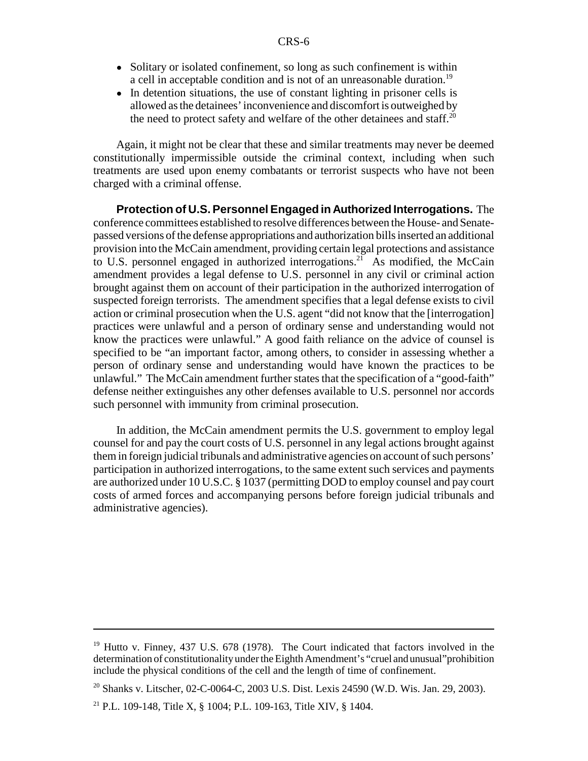- Solitary or isolated confinement, so long as such confinement is within a cell in acceptable condition and is not of an unreasonable duration.[19]
- In detention situations, the use of constant lighting in prisoner cells is allowed as the detainees' inconvenience and discomfort is outweighed by the need to protect safety and welfare of the other detainees and staff.[20]

Again, it might not be clear that these and similar treatments may never be deemed constitutionally impermissible outside the criminal context, including when such treatments are used upon enemy combatants or terrorist suspects who have not been charged with a criminal offense.

**Protection of U.S. Personnel Engaged in Authorized Interrogations.** The conference committees established to resolve differences between the House- and Senate-passed versions of the defense appropriations and authorization bills inserted an additional provision into the McCain amendment, providing certain legal protections and assistance to U.S. personnel engaged in authorized interrogations.[21] As modified, the McCain amendment provides a legal defense to U.S. personnel in any civil or criminal action brought against them on account of their participation in the authorized interrogation of suspected foreign terrorists. The amendment specifies that a legal defense exists to civil action or criminal prosecution when the U.S. agent "did not know that the [interrogation] practices were unlawful and a person of ordinary sense and understanding would not know the practices were unlawful." A good faith reliance on the advice of counsel is specified to be "an important factor, among others, to consider in assessing whether a person of ordinary sense and understanding would have known the practices to be unlawful." The McCain amendment further states that the specification of a "good-faith" defense neither extinguishes any other defenses available to U.S. personnel nor accords such personnel with immunity from criminal prosecution.

In addition, the McCain amendment permits the U.S. government to employ legal counsel for and pay the court costs of U.S. personnel in any legal actions brought against them in foreign judicial tribunals and administrative agencies on account of such persons' participation in authorized interrogations, to the same extent such services and payments are authorized under 10 U.S.C. § 1037 (permitting DOD to employ counsel and pay court costs of armed forces and accompanying persons before foreign judicial tribunals and administrative agencies).

---

[19] Hutto v. Finney, 437 U.S. 678 (1978). The Court indicated that factors involved in the determination of constitutionality under the Eighth Amendment's "cruel and unusual" prohibition include the physical conditions of the cell and the length of time of confinement.

[20] Shanks v. Litscher, 02-C-0064-C, 2003 U.S. Dist. Lexis 24590 (W.D. Wis. Jan. 29, 2003).

[21] P.L. 109-148, Title X, § 1004; P.L. 109-163, Title XIV, § 1404.